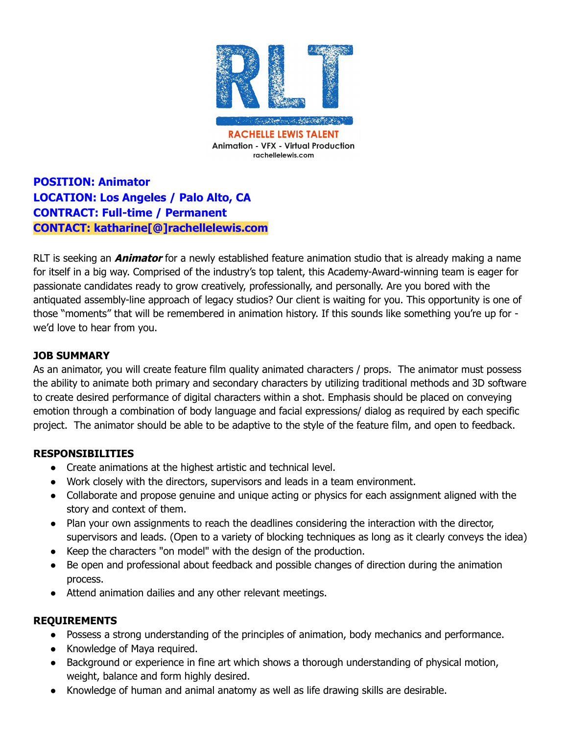RLT

RACHELLE LEWIS TALENT

Animation - VFX - Virtual Production

rachellelewis.com

**POSITION: Animator**
**LOCATION: Los Angeles / Palo Alto, CA**
**CONTRACT: Full-time / Permanent**
**CONTACT: katharine[@]rachellelewis.com**

RLT is seeking an ***Animator*** for a newly established feature animation studio that is already making a name for itself in a big way. Comprised of the industry's top talent, this Academy-Award-winning team is eager for passionate candidates ready to grow creatively, professionally, and personally. Are you bored with the antiquated assembly-line approach of legacy studios? Our client is waiting for you. This opportunity is one of those "moments" that will be remembered in animation history. If this sounds like something you're up for - we'd love to hear from you.

**JOB SUMMARY**

As an animator, you will create feature film quality animated characters / props. The animator must possess the ability to animate both primary and secondary characters by utilizing traditional methods and 3D software to create desired performance of digital characters within a shot. Emphasis should be placed on conveying emotion through a combination of body language and facial expressions/ dialog as required by each specific project. The animator should be able to be adaptive to the style of the feature film, and open to feedback.

**RESPONSIBILITIES**

- Create animations at the highest artistic and technical level.
- Work closely with the directors, supervisors and leads in a team environment.
- Collaborate and propose genuine and unique acting or physics for each assignment aligned with the story and context of them.
- Plan your own assignments to reach the deadlines considering the interaction with the director, supervisors and leads. (Open to a variety of blocking techniques as long as it clearly conveys the idea)
- Keep the characters "on model" with the design of the production.
- Be open and professional about feedback and possible changes of direction during the animation process.
- Attend animation dailies and any other relevant meetings.

**REQUIREMENTS**

- Possess a strong understanding of the principles of animation, body mechanics and performance.
- Knowledge of Maya required.
- Background or experience in fine art which shows a thorough understanding of physical motion, weight, balance and form highly desired.
- Knowledge of human and animal anatomy as well as life drawing skills are desirable.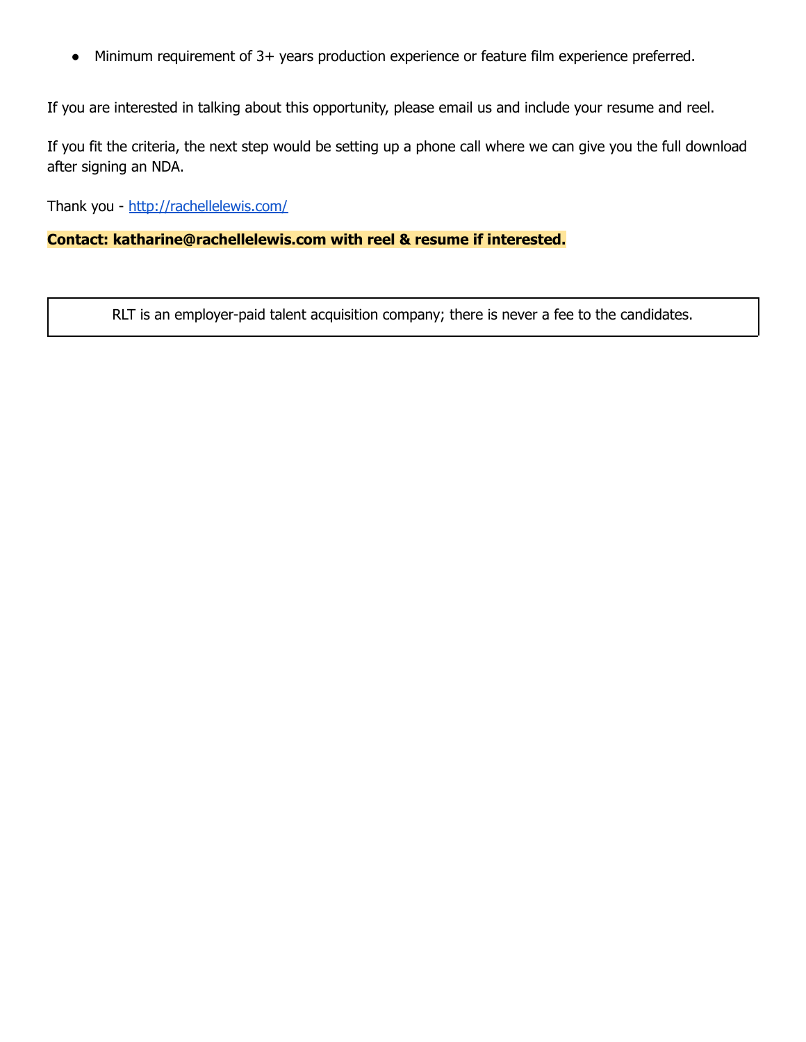- Minimum requirement of 3+ years production experience or feature film experience preferred.

If you are interested in talking about this opportunity, please email us and include your resume and reel.

If you fit the criteria, the next step would be setting up a phone call where we can give you the full download after signing an NDA.

Thank you - [http://rachellelewis.com/](http://rachellelewis.com/)

**Contact: katharine@rachellelewis.com with reel & resume if interested.**

| |
|---|
| RLT is an employer-paid talent acquisition company; there is never a fee to the candidates. |